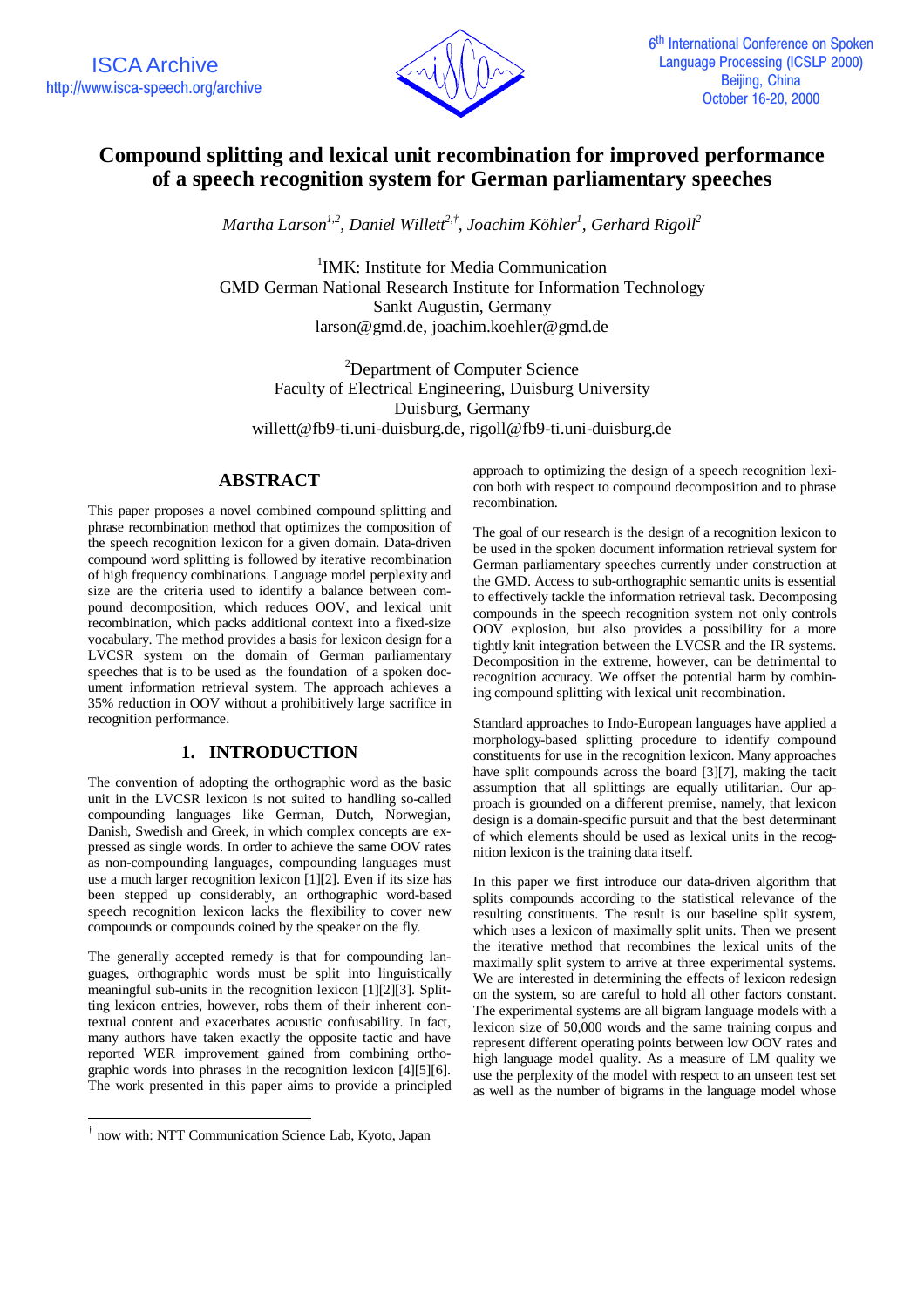# Compound splitting and lexical unit recombination for improved performance of a speech recognition system for German parliamentary speeches

*Martha Larson[1,2], Daniel Willett[2,†], Joachim Köhler[1], Gerhard Rigoll[2]*

[1]IMK: Institute for Media Communication
GMD German National Research Institute for Information Technology
Sankt Augustin, Germany
larson@gmd.de, joachim.koehler@gmd.de

[2]Department of Computer Science
Faculty of Electrical Engineering, Duisburg University
Duisburg, Germany
willett@fb9-ti.uni-duisburg.de, rigoll@fb9-ti.uni-duisburg.de

## ABSTRACT

This paper proposes a novel combined compound splitting and phrase recombination method that optimizes the composition of the speech recognition lexicon for a given domain. Data-driven compound word splitting is followed by iterative recombination of high frequency combinations. Language model perplexity and size are the criteria used to identify a balance between compound decomposition, which reduces OOV, and lexical unit recombination, which packs additional context into a fixed-size vocabulary. The method provides a basis for lexicon design for a LVCSR system on the domain of German parliamentary speeches that is to be used as the foundation of a spoken document information retrieval system. The approach achieves a 35% reduction in OOV without a prohibitively large sacrifice in recognition performance.

## 1. INTRODUCTION

The convention of adopting the orthographic word as the basic unit in the LVCSR lexicon is not suited to handling so-called compounding languages like German, Dutch, Norwegian, Danish, Swedish and Greek, in which complex concepts are expressed as single words. In order to achieve the same OOV rates as non-compounding languages, compounding languages must use a much larger recognition lexicon [1][2]. Even if its size has been stepped up considerably, an orthographic word-based speech recognition lexicon lacks the flexibility to cover new compounds or compounds coined by the speaker on the fly.

The generally accepted remedy is that for compounding languages, orthographic words must be split into linguistically meaningful sub-units in the recognition lexicon [1][2][3]. Splitting lexicon entries, however, robs them of their inherent contextual content and exacerbates acoustic confusability. In fact, many authors have taken exactly the opposite tactic and have reported WER improvement gained from combining orthographic words into phrases in the recognition lexicon [4][5][6]. The work presented in this paper aims to provide a principled approach to optimizing the design of a speech recognition lexicon both with respect to compound decomposition and to phrase recombination.

The goal of our research is the design of a recognition lexicon to be used in the spoken document information retrieval system for German parliamentary speeches currently under construction at the GMD. Access to sub-orthographic semantic units is essential to effectively tackle the information retrieval task. Decomposing compounds in the speech recognition system not only controls OOV explosion, but also provides a possibility for a more tightly knit integration between the LVCSR and the IR systems. Decomposition in the extreme, however, can be detrimental to recognition accuracy. We offset the potential harm by combining compound splitting with lexical unit recombination.

Standard approaches to Indo-European languages have applied a morphology-based splitting procedure to identify compound constituents for use in the recognition lexicon. Many approaches have split compounds across the board [3][7], making the tacit assumption that all splittings are equally utilitarian. Our approach is grounded on a different premise, namely, that lexicon design is a domain-specific pursuit and that the best determinant of which elements should be used as lexical units in the recognition lexicon is the training data itself.

In this paper we first introduce our data-driven algorithm that splits compounds according to the statistical relevance of the resulting constituents. The result is our baseline split system, which uses a lexicon of maximally split units. Then we present the iterative method that recombines the lexical units of the maximally split system to arrive at three experimental systems. We are interested in determining the effects of lexicon redesign on the system, so are careful to hold all other factors constant. The experimental systems are all bigram language models with a lexicon size of 50,000 words and the same training corpus and represent different operating points between low OOV rates and high language model quality. As a measure of LM quality we use the perplexity of the model with respect to an unseen test set as well as the number of bigrams in the language model whose

† now with: NTT Communication Science Lab, Kyoto, Japan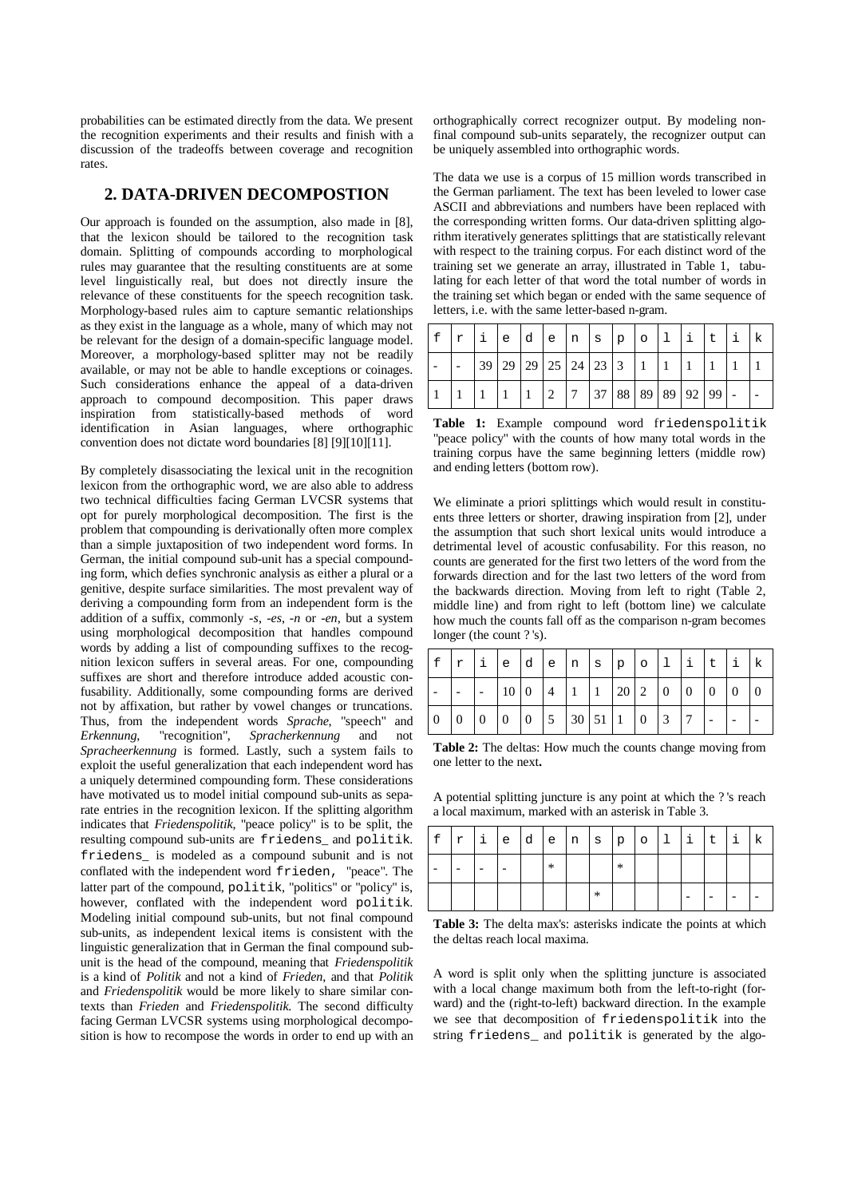probabilities can be estimated directly from the data. We present the recognition experiments and their results and finish with a discussion of the tradeoffs between coverage and recognition rates.

## 2. DATA-DRIVEN DECOMPOSTION

Our approach is founded on the assumption, also made in [8], that the lexicon should be tailored to the recognition task domain. Splitting of compounds according to morphological rules may guarantee that the resulting constituents are at some level linguistically real, but does not directly insure the relevance of these constituents for the speech recognition task. Morphology-based rules aim to capture semantic relationships as they exist in the language as a whole, many of which may not be relevant for the design of a domain-specific language model. Moreover, a morphology-based splitter may not be readily available, or may not be able to handle exceptions or coinages. Such considerations enhance the appeal of a data-driven approach to compound decomposition. This paper draws inspiration from statistically-based methods of word identification in Asian languages, where orthographic convention does not dictate word boundaries [8] [9][10][11].

By completely disassociating the lexical unit in the recognition lexicon from the orthographic word, we are also able to address two technical difficulties facing German LVCSR systems that opt for purely morphological decomposition. The first is the problem that compounding is derivationally often more complex than a simple juxtaposition of two independent word forms. In German, the initial compound sub-unit has a special compounding form, which defies synchronic analysis as either a plural or a genitive, despite surface similarities. The most prevalent way of deriving a compounding form from an independent form is the addition of a suffix, commonly *-s*, *-es*, *-n* or *-en*, but a system using morphological decomposition that handles compound words by adding a list of compounding suffixes to the recognition lexicon suffers in several areas. For one, compounding suffixes are short and therefore introduce added acoustic confusability. Additionally, some compounding forms are derived not by affixation, but rather by vowel changes or truncations. Thus, from the independent words *Sprache*, "speech" and *Erkennung*, "recognition", *Spracherkennung* and not *Spracheerkennung* is formed. Lastly, such a system fails to exploit the useful generalization that each independent word has a uniquely determined compounding form. These considerations have motivated us to model initial compound sub-units as separate entries in the recognition lexicon. If the splitting algorithm indicates that *Friedenspolitik*, "peace policy" is to be split, the resulting compound sub-units are `friedens_` and `politik`. `friedens_` is modeled as a compound subunit and is not conflated with the independent word `frieden`, "peace". The latter part of the compound, `politik`, "politics" or "policy" is, however, conflated with the independent word `politik`. Modeling initial compound sub-units, but not final compound sub-units, as independent lexical items is consistent with the linguistic generalization that in German the final compound subunit is the head of the compound, meaning that *Friedenspolitik* is a kind of *Politik* and not a kind of *Frieden*, and that *Politik* and *Friedenspolitik* would be more likely to share similar contexts than *Frieden* and *Friedenspolitik*. The second difficulty facing German LVCSR systems using morphological decomposition is how to recompose the words in order to end up with an orthographically correct recognizer output. By modeling nonfinal compound sub-units separately, the recognizer output can be uniquely assembled into orthographic words.

The data we use is a corpus of 15 million words transcribed in the German parliament. The text has been leveled to lower case ASCII and abbreviations and numbers have been replaced with the corresponding written forms. Our data-driven splitting algorithm iteratively generates splittings that are statistically relevant with respect to the training corpus. For each distinct word of the training set we generate an array, illustrated in Table 1, tabulating for each letter of that word the total number of words in the training set which began or ended with the same sequence of letters, i.e. with the same letter-based n-gram.

| f | r | i | e | d | e | n | s | p | o | l | i | t | i | k |
|---|---|---|---|---|---|---|---|---|---|---|---|---|---|---|
| - | - | 39 | 29 | 29 | 25 | 24 | 23 | 3 | 1 | 1 | 1 | 1 | 1 | 1 |
| 1 | 1 | 1 | 1 | 1 | 2 | 7 | 37 | 88 | 89 | 89 | 92 | 99 | - | - |

**Table 1:** Example compound word `friedenspolitik` "peace policy" with the counts of how many total words in the training corpus have the same beginning letters (middle row) and ending letters (bottom row).

We eliminate a priori splittings which would result in constituents three letters or shorter, drawing inspiration from [2], under the assumption that such short lexical units would introduce a detrimental level of acoustic confusability. For this reason, no counts are generated for the first two letters of the word from the forwards direction and for the last two letters of the word from the backwards direction. Moving from left to right (Table 2, middle line) and from right to left (bottom line) we calculate how much the counts fall off as the comparison n-gram becomes longer (the count ?'s).

| f | r | i | e | d | e | n | s | p | o | l | i | t | i | k |
|---|---|---|---|---|---|---|---|---|---|---|---|---|---|---|
| - | - | - | 10 | 0 | 4 | 1 | 1 | 20 | 2 | 0 | 0 | 0 | 0 | 0 |
| 0 | 0 | 0 | 0 | 0 | 5 | 30 | 51 | 1 | 0 | 3 | 7 | - | - | - |

**Table 2:** The deltas: How much the counts change moving from one letter to the next**.**

A potential splitting juncture is any point at which the ?'s reach a local maximum, marked with an asterisk in Table 3.

| f | r | i | e | d | e | n | s | p | o | l | i | t | i | k |
|---|---|---|---|---|---|---|---|---|---|---|---|---|---|---|
| - | - | - | - | | * | | | * | | | | | | |
| | | | | | | | * | | | | - | - | - | - |

**Table 3:** The delta max's: asterisks indicate the points at which the deltas reach local maxima.

A word is split only when the splitting juncture is associated with a local change maximum both from the left-to-right (forward) and the (right-to-left) backward direction. In the example we see that decomposition of `friedenspolitik` into the string `friedens_` and `politik` is generated by the algo-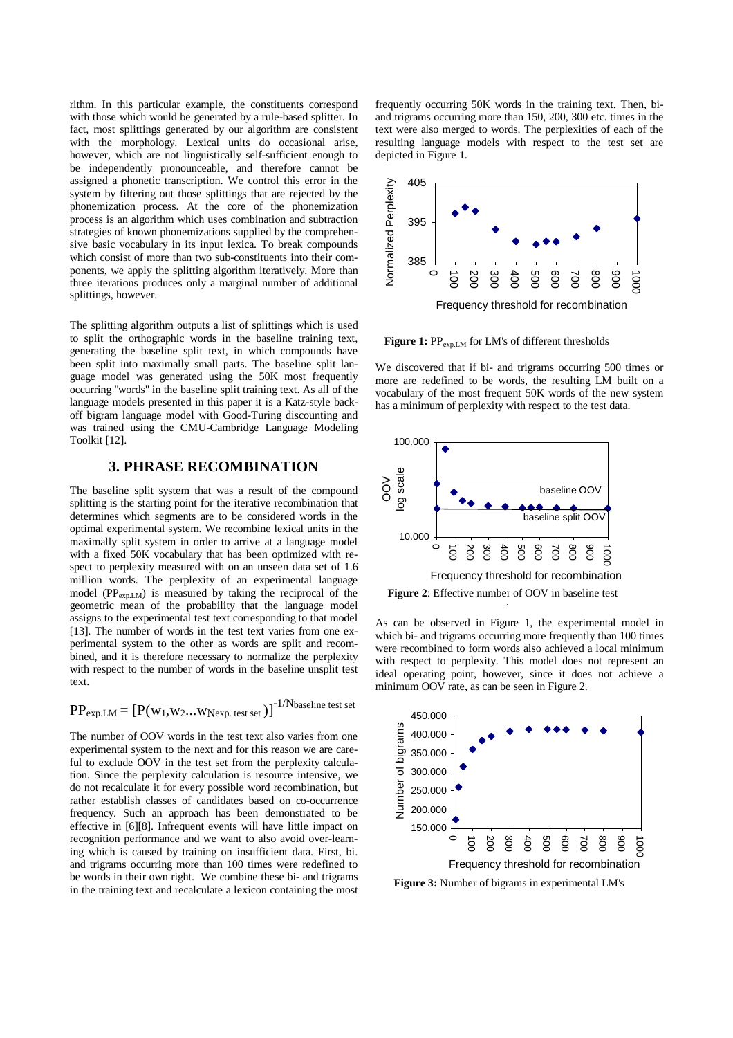rithm. In this particular example, the constituents correspond with those which would be generated by a rule-based splitter. In fact, most splittings generated by our algorithm are consistent with the morphology. Lexical units do occasional arise, however, which are not linguistically self-sufficient enough to be independently pronounceable, and therefore cannot be assigned a phonetic transcription. We control this error in the system by filtering out those splittings that are rejected by the phonemization process. At the core of the phonemization process is an algorithm which uses combination and subtraction strategies of known phonemizations supplied by the comprehensive basic vocabulary in its input lexica. To break compounds which consist of more than two sub-constituents into their components, we apply the splitting algorithm iteratively. More than three iterations produces only a marginal number of additional splittings, however.

The splitting algorithm outputs a list of splittings which is used to split the orthographic words in the baseline training text, generating the baseline split text, in which compounds have been split into maximally small parts. The baseline split language model was generated using the 50K most frequently occurring "words" in the baseline split training text. As all of the language models presented in this paper it is a Katz-style back-off bigram language model with Good-Turing discounting and was trained using the CMU-Cambridge Language Modeling Toolkit [12].

## 3. PHRASE RECOMBINATION

The baseline split system that was a result of the compound splitting is the starting point for the iterative recombination that determines which segments are to be considered words in the optimal experimental system. We recombine lexical units in the maximally split system in order to arrive at a language model with a fixed 50K vocabulary that has been optimized with respect to perplexity measured with on an unseen data set of 1.6 million words. The perplexity of an experimental language model ($PP_{exp.LM}$) is measured by taking the reciprocal of the geometric mean of the probability that the language model assigns to the experimental test text corresponding to that model [13]. The number of words in the test text varies from one experimental system to the other as words are split and recombined, and it is therefore necessary to normalize the perplexity with respect to the number of words in the baseline unsplit test text.

$$PP_{exp.LM} = [P(w_1, w_2 ... w_{N_{exp. test set}})]^{-1/N_{baseline\ test\ set}}$$

The number of OOV words in the test text also varies from one experimental system to the next and for this reason we are careful to exclude OOV in the test set from the perplexity calculation. Since the perplexity calculation is resource intensive, we do not recalculate it for every possible word recombination, but rather establish classes of candidates based on co-occurrence frequency. Such an approach has been demonstrated to be effective in [6][8]. Infrequent events will have little impact on recognition performance and we want to also avoid over-learning which is caused by training on insufficient data. First, bi. and trigrams occurring more than 100 times were redefined to be words in their own right. We combine these bi- and trigrams in the training text and recalculate a lexicon containing the most frequently occurring 50K words in the training text. Then, bi- and trigrams occurring more than 150, 200, 300 etc. times in the text were also merged to words. The perplexities of each of the resulting language models with respect to the test set are depicted in Figure 1.

**Figure 1:** $PP_{exp.LM}$ for LM's of different thresholds

We discovered that if bi- and trigrams occurring 500 times or more are redefined to be words, the resulting LM built on a vocabulary of the most frequent 50K words of the new system has a minimum of perplexity with respect to the test data.

**Figure 2**: Effective number of OOV in baseline test

As can be observed in Figure 1, the experimental model in which bi- and trigrams occurring more frequently than 100 times were recombined to form words also achieved a local minimum with respect to perplexity. This model does not represent an ideal operating point, however, since it does not achieve a minimum OOV rate, as can be seen in Figure 2.

**Figure 3:** Number of bigrams in experimental LM's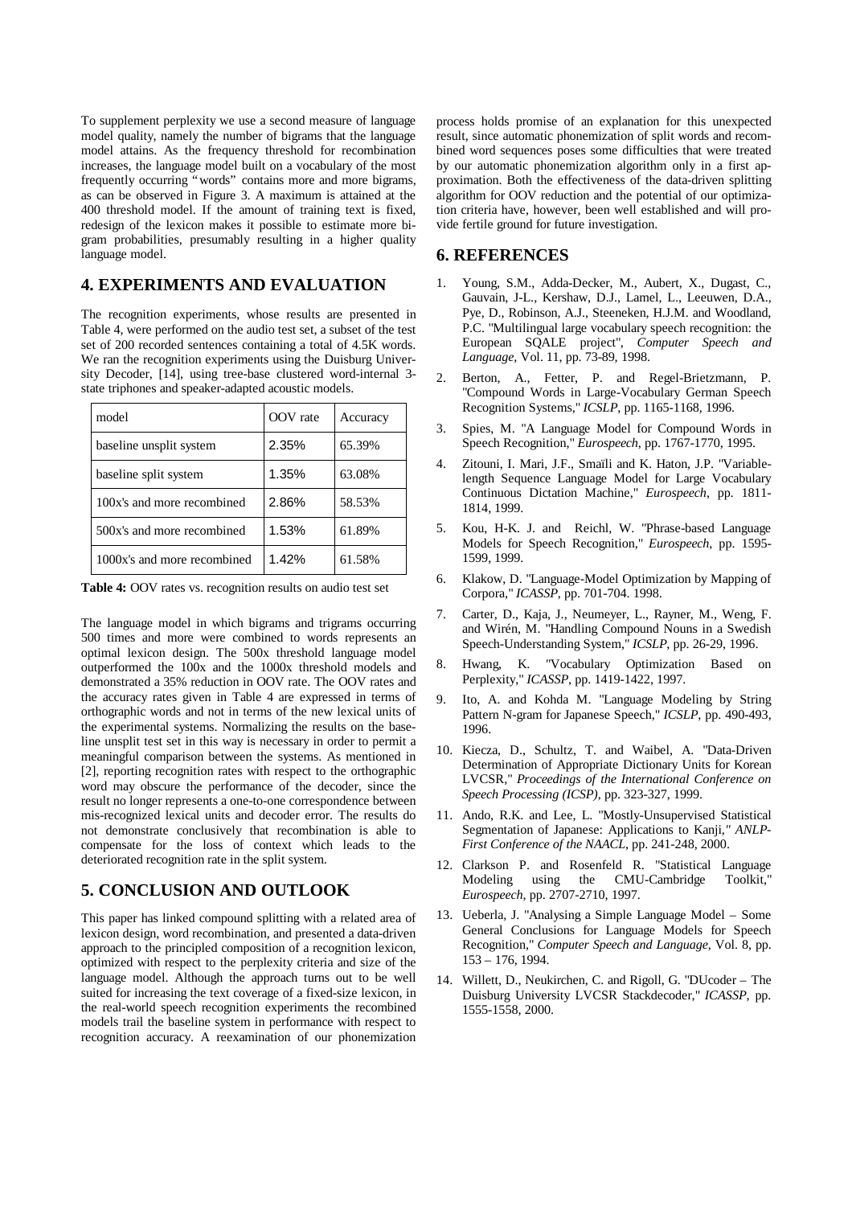To supplement perplexity we use a second measure of language model quality, namely the number of bigrams that the language model attains. As the frequency threshold for recombination increases, the language model built on a vocabulary of the most frequently occurring "words" contains more and more bigrams, as can be observed in Figure 3. A maximum is attained at the 400 threshold model. If the amount of training text is fixed, redesign of the lexicon makes it possible to estimate more bigram probabilities, presumably resulting in a higher quality language model.

## 4. EXPERIMENTS AND EVALUATION

The recognition experiments, whose results are presented in Table 4, were performed on the audio test set, a subset of the test set of 200 recorded sentences containing a total of 4.5K words. We ran the recognition experiments using the Duisburg University Decoder, [14], using tree-base clustered word-internal 3-state triphones and speaker-adapted acoustic models.

| model | OOV rate | Accuracy |
|---|---|---|
| baseline unsplit system | 2.35% | 65.39% |
| baseline split system | 1.35% | 63.08% |
| 100x's and more recombined | 2.86% | 58.53% |
| 500x's and more recombined | 1.53% | 61.89% |
| 1000x's and more recombined | 1.42% | 61.58% |

**Table 4:** OOV rates vs. recognition results on audio test set

The language model in which bigrams and trigrams occurring 500 times and more were combined to words represents an optimal lexicon design. The 500x threshold language model outperformed the 100x and the 1000x threshold models and demonstrated a 35% reduction in OOV rate. The OOV rates and the accuracy rates given in Table 4 are expressed in terms of orthographic words and not in terms of the new lexical units of the experimental systems. Normalizing the results on the baseline unsplit test set in this way is necessary in order to permit a meaningful comparison between the systems. As mentioned in [2], reporting recognition rates with respect to the orthographic word may obscure the performance of the decoder, since the result no longer represents a one-to-one correspondence between mis-recognized lexical units and decoder error. The results do not demonstrate conclusively that recombination is able to compensate for the loss of context which leads to the deteriorated recognition rate in the split system.

## 5. CONCLUSION AND OUTLOOK

This paper has linked compound splitting with a related area of lexicon design, word recombination, and presented a data-driven approach to the principled composition of a recognition lexicon, optimized with respect to the perplexity criteria and size of the language model. Although the approach turns out to be well suited for increasing the text coverage of a fixed-size lexicon, in the real-world speech recognition experiments the recombined models trail the baseline system in performance with respect to recognition accuracy. A reexamination of our phonemization process holds promise of an explanation for this unexpected result, since automatic phonemization of split words and recombined word sequences poses some difficulties that were treated by our automatic phonemization algorithm only in a first approximation. Both the effectiveness of the data-driven splitting algorithm for OOV reduction and the potential of our optimization criteria have, however, been well established and will provide fertile ground for future investigation.

## 6. REFERENCES

1. Young, S.M., Adda-Decker, M., Aubert, X., Dugast, C., Gauvain, J-L., Kershaw, D.J., Lamel, L., Leeuwen, D.A., Pye, D., Robinson, A.J., Steeneken, H.J.M. and Woodland, P.C. "Multilingual large vocabulary speech recognition: the European SQALE project", *Computer Speech and Language*, Vol. 11, pp. 73-89, 1998.
2. Berton, A., Fetter, P. and Regel-Brietzmann, P. "Compound Words in Large-Vocabulary German Speech Recognition Systems," *ICSLP*, pp. 1165-1168, 1996.
3. Spies, M. "A Language Model for Compound Words in Speech Recognition," *Eurospeech*, pp. 1767-1770, 1995.
4. Zitouni, I. Mari, J.F., Smaïli and K. Haton, J.P. "Variable-length Sequence Language Model for Large Vocabulary Continuous Dictation Machine," *Eurospeech*, pp. 1811-1814, 1999.
5. Kou, H-K. J. and Reichl, W. "Phrase-based Language Models for Speech Recognition," *Eurospeech*, pp. 1595-1599, 1999.
6. Klakow, D. "Language-Model Optimization by Mapping of Corpora," *ICASSP*, pp. 701-704. 1998.
7. Carter, D., Kaja, J., Neumeyer, L., Rayner, M., Weng, F. and Wirén, M. "Handling Compound Nouns in a Swedish Speech-Understanding System," *ICSLP*, pp. 26-29, 1996.
8. Hwang, K. "Vocabulary Optimization Based on Perplexity," *ICASSP*, pp. 1419-1422, 1997.
9. Ito, A. and Kohda M. "Language Modeling by String Pattern N-gram for Japanese Speech," *ICSLP*, pp. 490-493, 1996.
10. Kiecza, D., Schultz, T. and Waibel, A. "Data-Driven Determination of Appropriate Dictionary Units for Korean LVCSR," *Proceedings of the International Conference on Speech Processing (ICSP)*, pp. 323-327, 1999.
11. Ando, R.K. and Lee, L. "Mostly-Unsupervised Statistical Segmentation of Japanese: Applications to Kanji," *ANLP-First Conference of the NAACL*, pp. 241-248, 2000.
12. Clarkson P. and Rosenfeld R. "Statistical Language Modeling using the CMU-Cambridge Toolkit," *Eurospeech*, pp. 2707-2710, 1997.
13. Ueberla, J. "Analysing a Simple Language Model – Some General Conclusions for Language Models for Speech Recognition," *Computer Speech and Language*, Vol. 8, pp. 153 – 176, 1994.
14. Willett, D., Neukirchen, C. and Rigoll, G. "DUcoder – The Duisburg University LVCSR Stackdecoder," *ICASSP*, pp. 1555-1558, 2000.